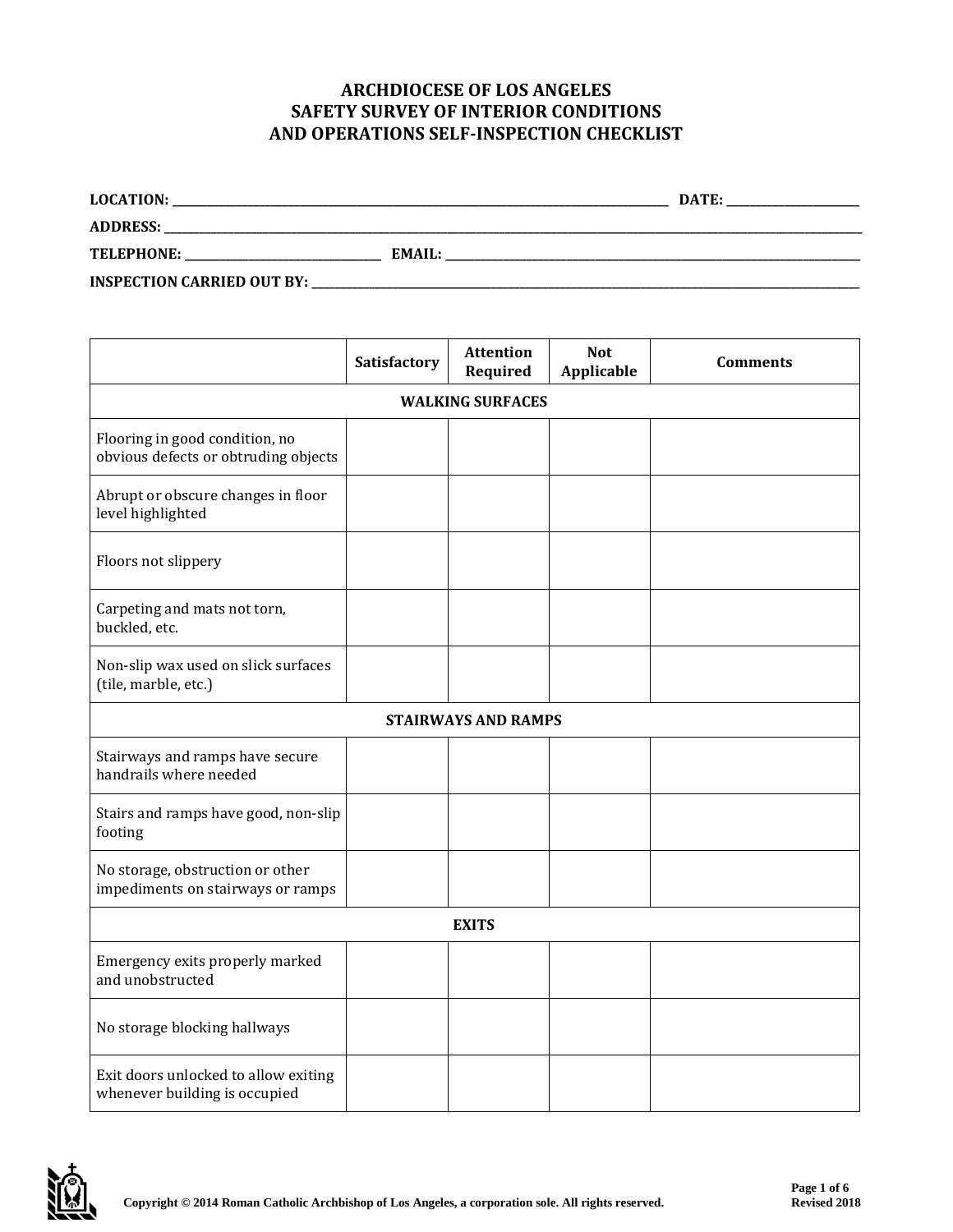# ARCHDIOCESE OF LOS ANGELES
# SAFETY SURVEY OF INTERIOR CONDITIONS AND OPERATIONS SELF-INSPECTION CHECKLIST

**LOCATION:** ______________________________ **DATE:** ______________

**ADDRESS:** ____________________________________________

**TELEPHONE:** ______________ **EMAIL:** ______________________

**INSPECTION CARRIED OUT BY:** ______________________________

| | Satisfactory | Attention Required | Not Applicable | Comments |
|---|---|---|---|---|
| **WALKING SURFACES** | | | | |
| Flooring in good condition, no obvious defects or obtruding objects | | | | |
| Abrupt or obscure changes in floor level highlighted | | | | |
| Floors not slippery | | | | |
| Carpeting and mats not torn, buckled, etc. | | | | |
| Non-slip wax used on slick surfaces (tile, marble, etc.) | | | | |
| **STAIRWAYS AND RAMPS** | | | | |
| Stairways and ramps have secure handrails where needed | | | | |
| Stairs and ramps have good, non-slip footing | | | | |
| No storage, obstruction or other impediments on stairways or ramps | | | | |
| **EXITS** | | | | |
| Emergency exits properly marked and unobstructed | | | | |
| No storage blocking hallways | | | | |
| Exit doors unlocked to allow exiting whenever building is occupied | | | | |

Copyright © 2014 Roman Catholic Archbishop of Los Angeles, a corporation sole. All rights reserved.

Revised 2018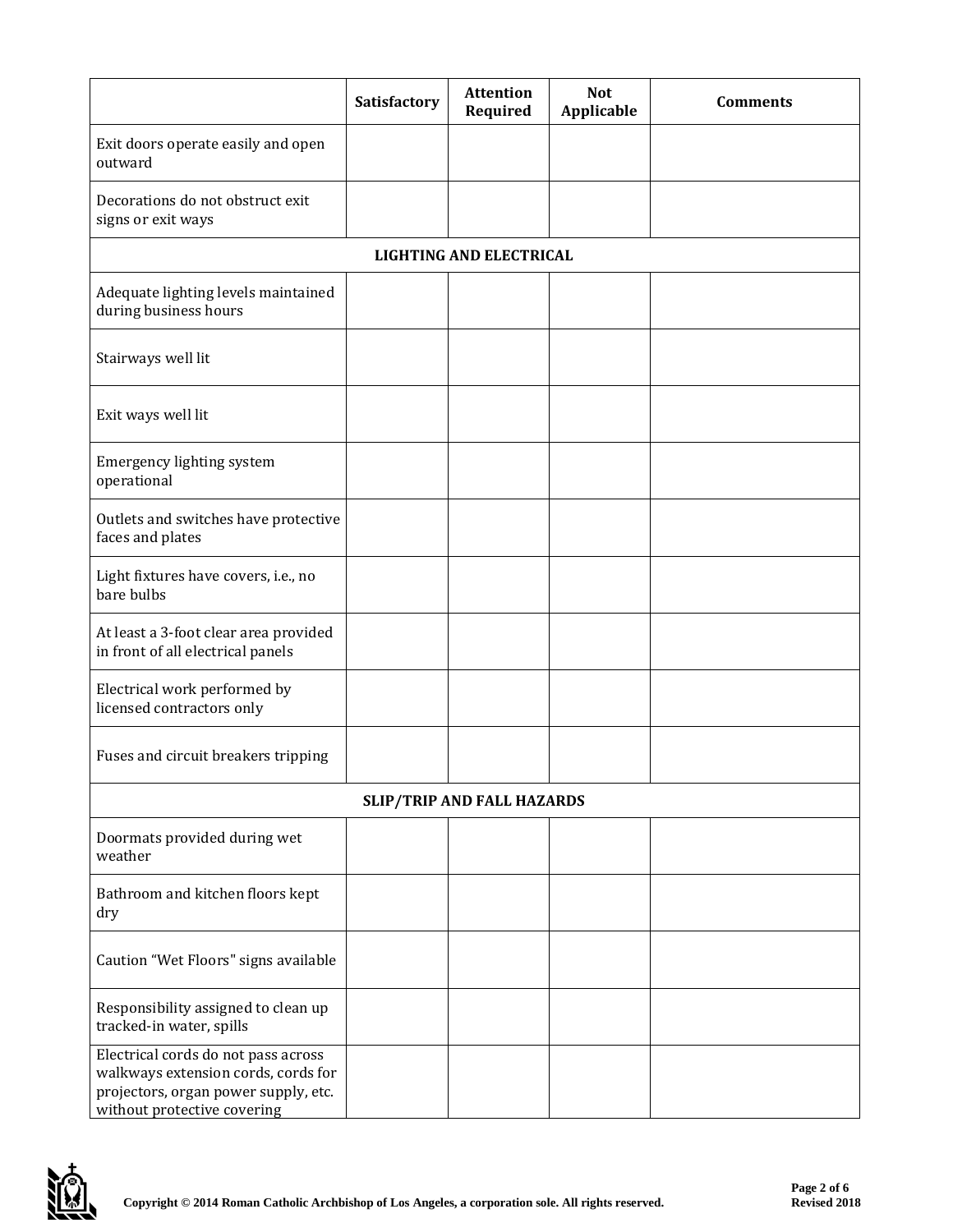| | Satisfactory | Attention Required | Not Applicable | Comments |
|---|---|---|---|---|
| Exit doors operate easily and open outward | | | | |
| Decorations do not obstruct exit signs or exit ways | | | | |
| **LIGHTING AND ELECTRICAL** | | | | |
| Adequate lighting levels maintained during business hours | | | | |
| Stairways well lit | | | | |
| Exit ways well lit | | | | |
| Emergency lighting system operational | | | | |
| Outlets and switches have protective faces and plates | | | | |
| Light fixtures have covers, i.e., no bare bulbs | | | | |
| At least a 3-foot clear area provided in front of all electrical panels | | | | |
| Electrical work performed by licensed contractors only | | | | |
| Fuses and circuit breakers tripping | | | | |
| **SLIP/TRIP AND FALL HAZARDS** | | | | |
| Doormats provided during wet weather | | | | |
| Bathroom and kitchen floors kept dry | | | | |
| Caution "Wet Floors" signs available | | | | |
| Responsibility assigned to clean up tracked-in water, spills | | | | |
| Electrical cords do not pass across walkways extension cords, cords for projectors, organ power supply, etc. without protective covering | | | | |

Copyright © 2014 Roman Catholic Archbishop of Los Angeles, a corporation sole. All rights reserved.

Revised 2018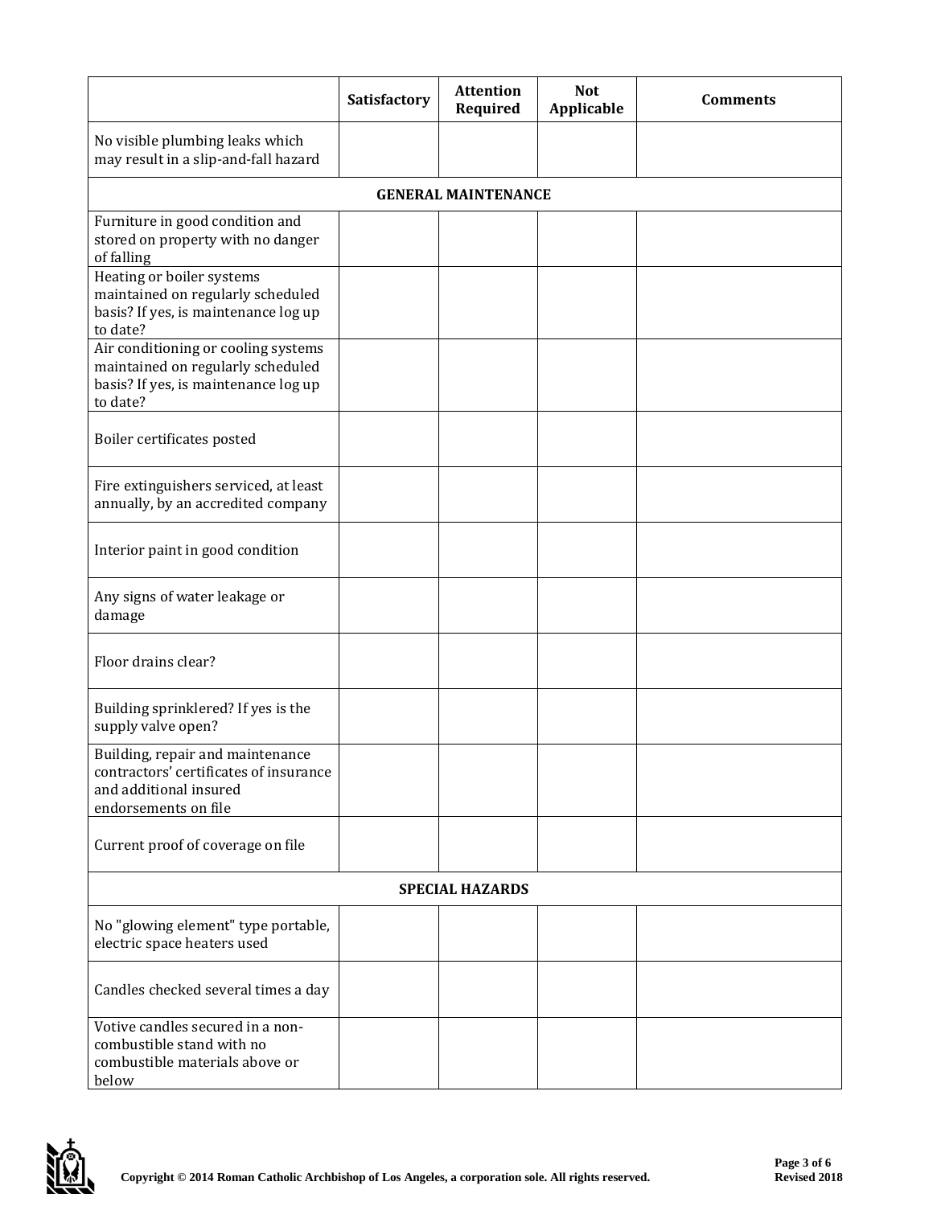| | Satisfactory | Attention Required | Not Applicable | Comments |
|---|---|---|---|---|
| No visible plumbing leaks which may result in a slip-and-fall hazard | | | | |
| **GENERAL MAINTENANCE** | | | | |
| Furniture in good condition and stored on property with no danger of falling | | | | |
| Heating or boiler systems maintained on regularly scheduled basis? If yes, is maintenance log up to date? | | | | |
| Air conditioning or cooling systems maintained on regularly scheduled basis? If yes, is maintenance log up to date? | | | | |
| Boiler certificates posted | | | | |
| Fire extinguishers serviced, at least annually, by an accredited company | | | | |
| Interior paint in good condition | | | | |
| Any signs of water leakage or damage | | | | |
| Floor drains clear? | | | | |
| Building sprinklered? If yes is the supply valve open? | | | | |
| Building, repair and maintenance contractors' certificates of insurance and additional insured endorsements on file | | | | |
| Current proof of coverage on file | | | | |
| **SPECIAL HAZARDS** | | | | |
| No "glowing element" type portable, electric space heaters used | | | | |
| Candles checked several times a day | | | | |
| Votive candles secured in a non-combustible stand with no combustible materials above or below | | | | |

Copyright © 2014 Roman Catholic Archbishop of Los Angeles, a corporation sole. All rights reserved.

Revised 2018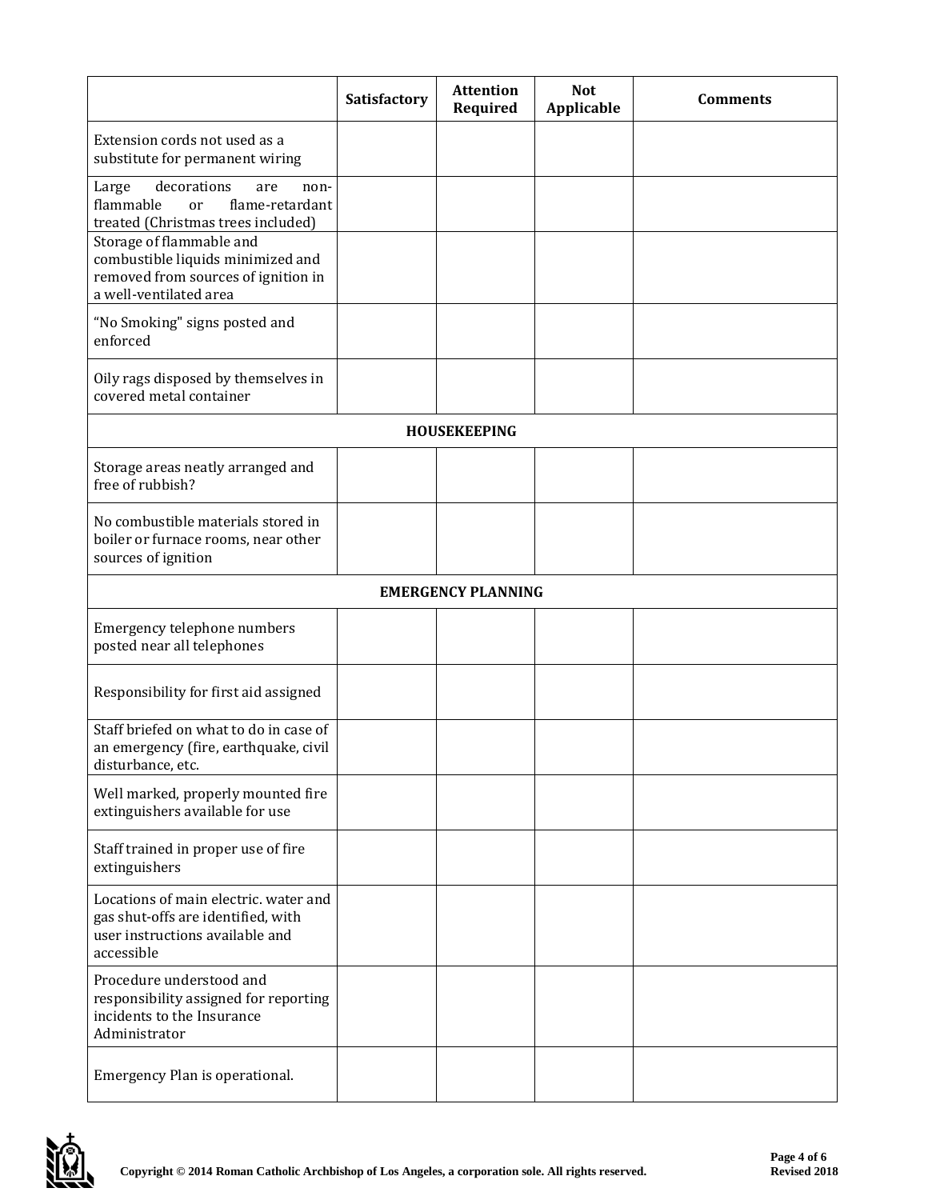| | Satisfactory | Attention Required | Not Applicable | Comments |
|---|---|---|---|---|
| Extension cords not used as a substitute for permanent wiring | | | | |
| Large decorations are non-flammable or flame-retardant treated (Christmas trees included) | | | | |
| Storage of flammable and combustible liquids minimized and removed from sources of ignition in a well-ventilated area | | | | |
| "No Smoking" signs posted and enforced | | | | |
| Oily rags disposed by themselves in covered metal container | | | | |
| **HOUSEKEEPING** | | | | |
| Storage areas neatly arranged and free of rubbish? | | | | |
| No combustible materials stored in boiler or furnace rooms, near other sources of ignition | | | | |
| **EMERGENCY PLANNING** | | | | |
| Emergency telephone numbers posted near all telephones | | | | |
| Responsibility for first aid assigned | | | | |
| Staff briefed on what to do in case of an emergency (fire, earthquake, civil disturbance, etc. | | | | |
| Well marked, properly mounted fire extinguishers available for use | | | | |
| Staff trained in proper use of fire extinguishers | | | | |
| Locations of main electric. water and gas shut-offs are identified, with user instructions available and accessible | | | | |
| Procedure understood and responsibility assigned for reporting incidents to the Insurance Administrator | | | | |
| Emergency Plan is operational. | | | | |

Copyright © 2014 Roman Catholic Archbishop of Los Angeles, a corporation sole. All rights reserved.

Revised 2018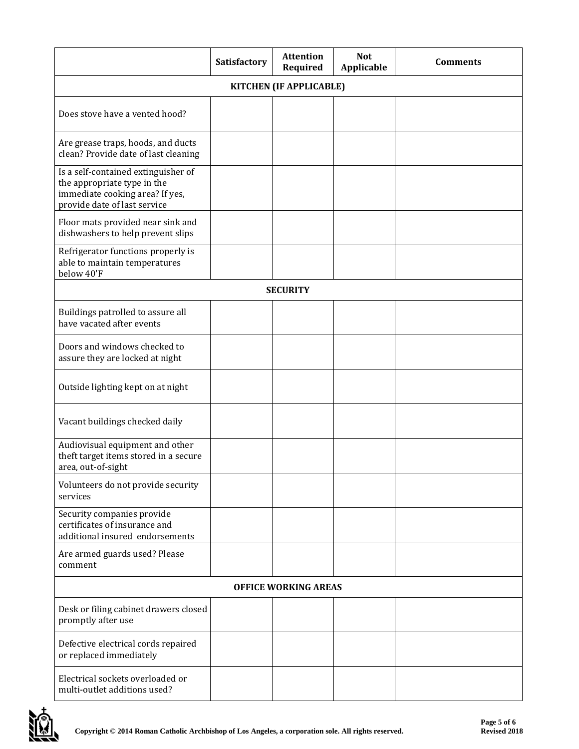| | Satisfactory | Attention Required | Not Applicable | Comments |
|---|---|---|---|---|
| **KITCHEN (IF APPLICABLE)** | | | | |
| Does stove have a vented hood? | | | | |
| Are grease traps, hoods, and ducts clean? Provide date of last cleaning | | | | |
| Is a self-contained extinguisher of the appropriate type in the immediate cooking area? If yes, provide date of last service | | | | |
| Floor mats provided near sink and dishwashers to help prevent slips | | | | |
| Refrigerator functions properly is able to maintain temperatures below 40'F | | | | |
| **SECURITY** | | | | |
| Buildings patrolled to assure all have vacated after events | | | | |
| Doors and windows checked to assure they are locked at night | | | | |
| Outside lighting kept on at night | | | | |
| Vacant buildings checked daily | | | | |
| Audiovisual equipment and other theft target items stored in a secure area, out-of-sight | | | | |
| Volunteers do not provide security services | | | | |
| Security companies provide certificates of insurance and additional insured endorsements | | | | |
| Are armed guards used? Please comment | | | | |
| **OFFICE WORKING AREAS** | | | | |
| Desk or filing cabinet drawers closed promptly after use | | | | |
| Defective electrical cords repaired or replaced immediately | | | | |
| Electrical sockets overloaded or multi-outlet additions used? | | | | |

Copyright © 2014 Roman Catholic Archbishop of Los Angeles, a corporation sole. All rights reserved.

Revised 2018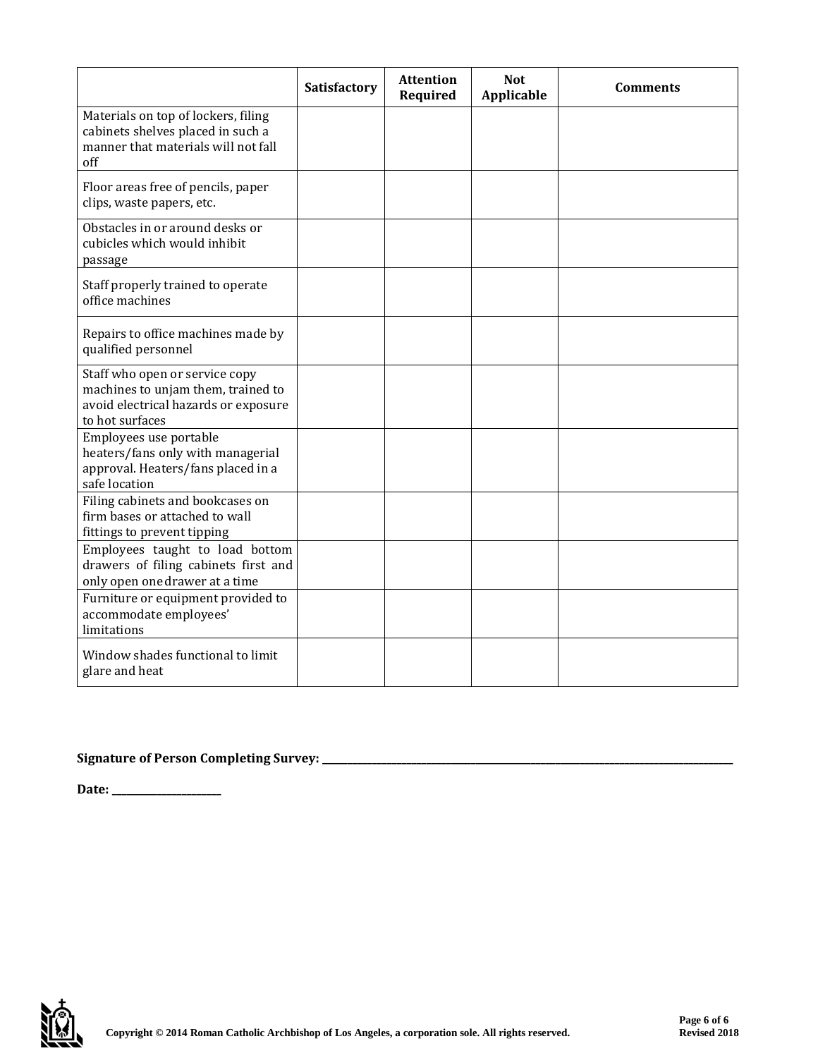| | Satisfactory | Attention Required | Not Applicable | Comments |
|---|---|---|---|---|
| Materials on top of lockers, filing cabinets shelves placed in such a manner that materials will not fall off | | | | |
| Floor areas free of pencils, paper clips, waste papers, etc. | | | | |
| Obstacles in or around desks or cubicles which would inhibit passage | | | | |
| Staff properly trained to operate office machines | | | | |
| Repairs to office machines made by qualified personnel | | | | |
| Staff who open or service copy machines to unjam them, trained to avoid electrical hazards or exposure to hot surfaces | | | | |
| Employees use portable heaters/fans only with managerial approval. Heaters/fans placed in a safe location | | | | |
| Filing cabinets and bookcases on firm bases or attached to wall fittings to prevent tipping | | | | |
| Employees taught to load bottom drawers of filing cabinets first and only open one drawer at a time | | | | |
| Furniture or equipment provided to accommodate employees' limitations | | | | |
| Window shades functional to limit glare and heat | | | | |

**Signature of Person Completing Survey: ________________________________________**

**Date: ______________**

Copyright © 2014 Roman Catholic Archbishop of Los Angeles, a corporation sole. All rights reserved.

Revised 2018